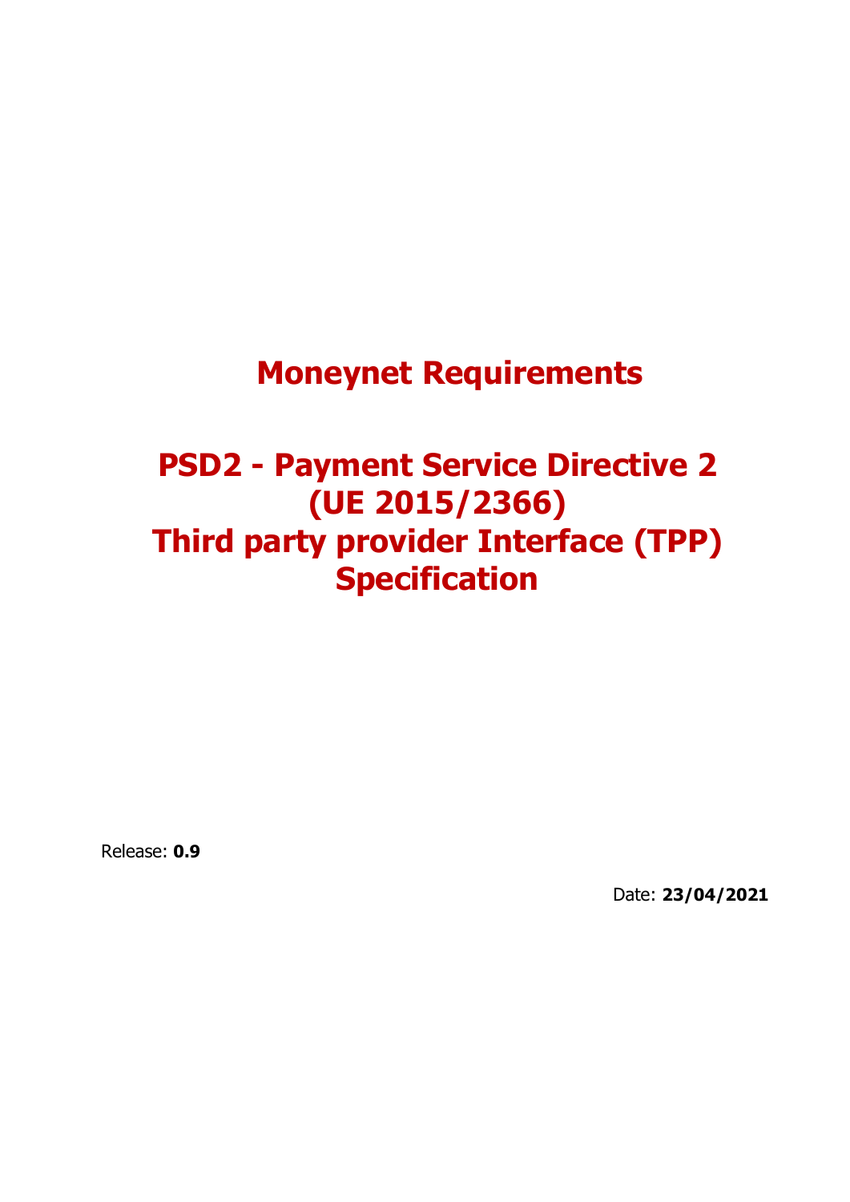# Moneynet Requirements

# PSD2 - Payment Service Directive 2 (UE 2015/2366) Third party provider Interface (TPP) Specification

Release: **0.9**

Date: **23/04/2021**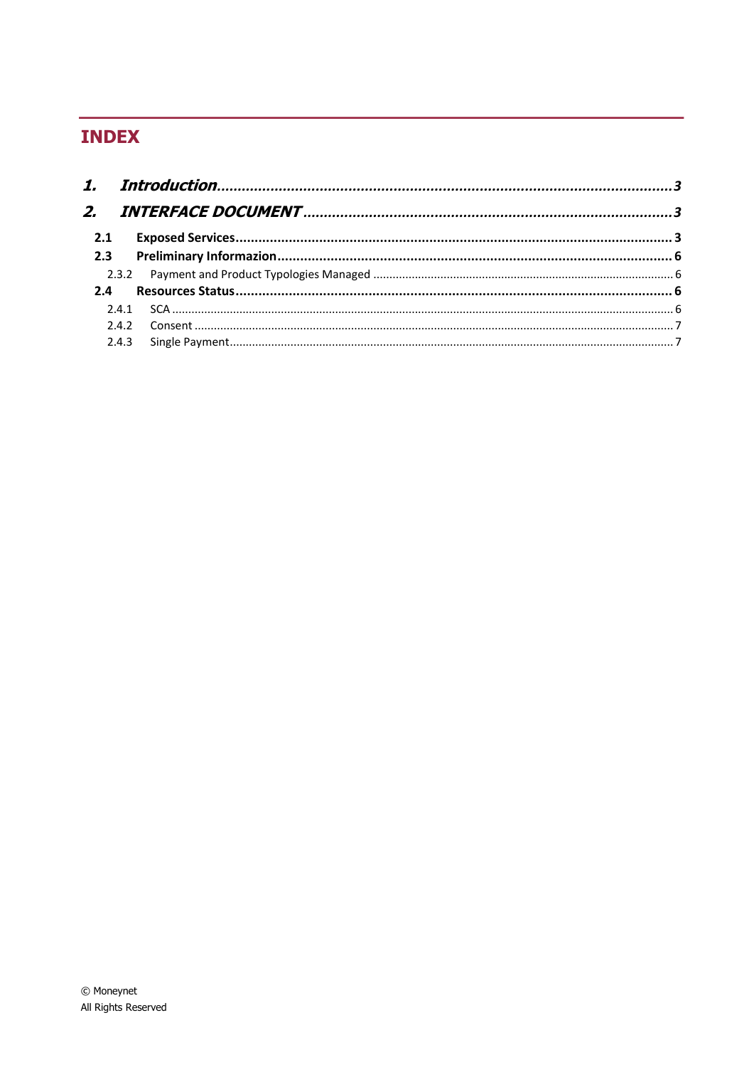# INDEX

***1. Introduction...........................................................................................................3***

***2. INTERFACE DOCUMENT .........................................................................................3***

**2.1 Exposed Services.................................................................................................3**

**2.3 Preliminary Informazion.......................................................................................6**

2.3.2 Payment and Product Typologies Managed ............................................................6

**2.4 Resources Status.................................................................................................6**

2.4.1 SCA ..........................................................................................................................6

2.4.2 Consent ....................................................................................................................7

2.4.3 Single Payment.........................................................................................................7

© Moneynet
All Rights Reserved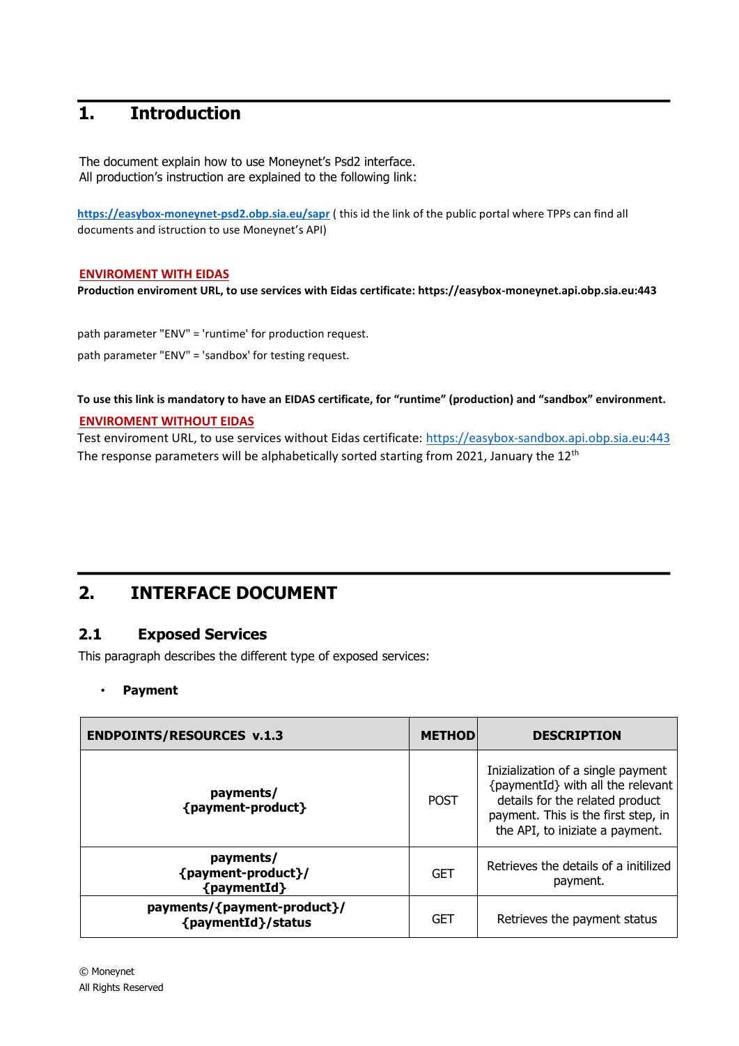# 1. Introduction

The document explain how to use Moneynet's Psd2 interface.
All production's instruction are explained to the following link:

**https://easybox-moneynet-psd2.obp.sia.eu/sapr** ( this id the link of the public portal where TPPs can find all documents and istruction to use Moneynet's API)

**ENVIROMENT WITH EIDAS**

**Production enviroment URL, to use services with Eidas certificate: https://easybox-moneynet.api.obp.sia.eu:443**

path parameter "ENV" = 'runtime' for production request.

path parameter "ENV" = 'sandbox' for testing request.

**To use this link is mandatory to have an EIDAS certificate, for "runtime" (production) and "sandbox" environment.**

**ENVIROMENT WITHOUT EIDAS**

Test enviroment URL, to use services without Eidas certificate: https://easybox-sandbox.api.obp.sia.eu:443
The response parameters will be alphabetically sorted starting from 2021, January the 12th

# 2. INTERFACE DOCUMENT

## 2.1 Exposed Services

This paragraph describes the different type of exposed services:

- **Payment**

| ENDPOINTS/RESOURCES v.1.3 | METHOD | DESCRIPTION |
|---|---|---|
| **payments/ {payment-product}** | POST | Inizialization of a single payment {paymentId} with all the relevant details for the related product payment. This is the first step, in the API, to iniziate a payment. |
| **payments/ {payment-product}/ {paymentId}** | GET | Retrieves the details of a initilized payment. |
| **payments/{payment-product}/ {paymentId}/status** | GET | Retrieves the payment status |

© Moneynet
All Rights Reserved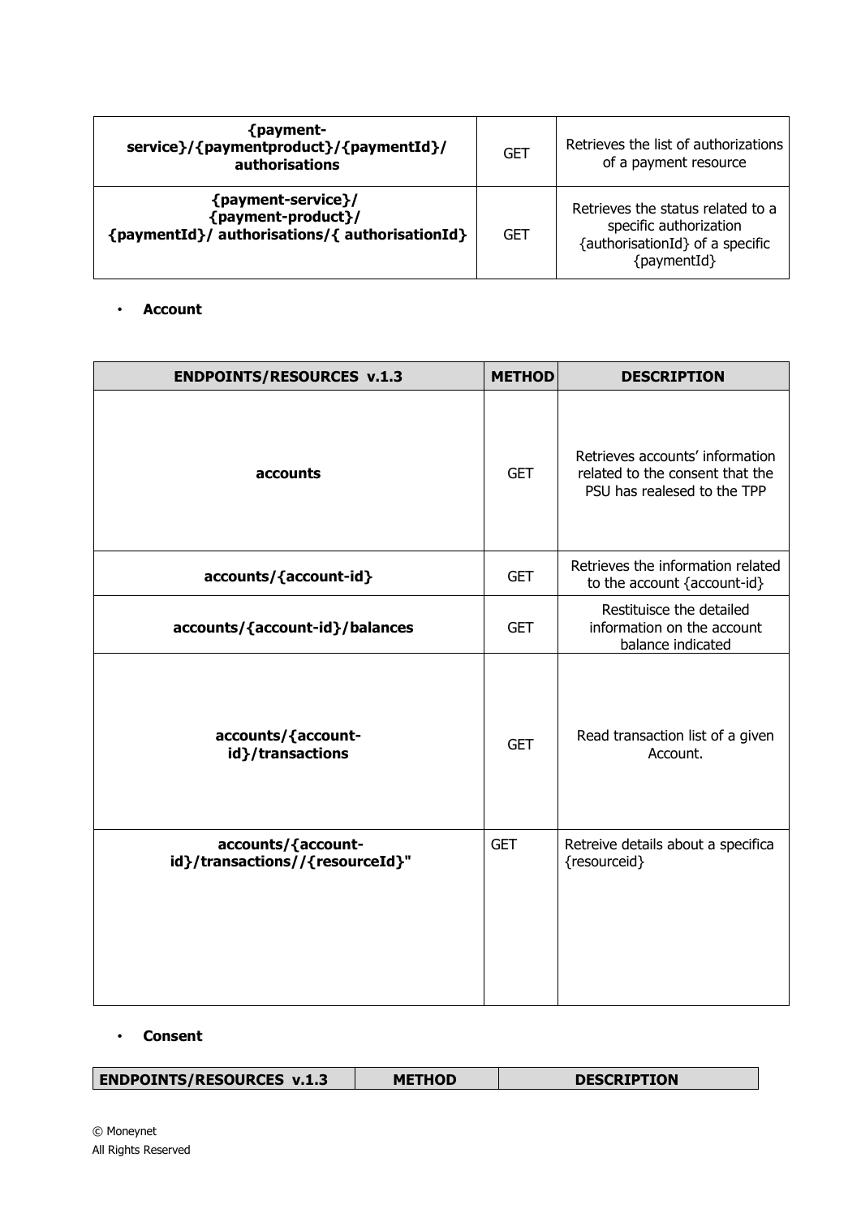| {payment-service}/{paymentproduct}/{paymentId}/ authorisations | GET | Retrieves the list of authorizations of a payment resource |
|---|---|---|
| {payment-service}/ {payment-product}/ {paymentId}/ authorisations/{ authorisationId} | GET | Retrieves the status related to a specific authorization {authorisationId} of a specific {paymentId} |

- **Account**

| ENDPOINTS/RESOURCES v.1.3 | METHOD | DESCRIPTION |
|---|---|---|
| **accounts** | GET | Retrieves accounts' information related to the consent that the PSU has realesed to the TPP |
| **accounts/{account-id}** | GET | Retrieves the information related to the account {account-id} |
| **accounts/{account-id}/balances** | GET | Restituisce the detailed information on the account balance indicated |
| **accounts/{account-id}/transactions** | GET | Read transaction list of a given Account. |
| **accounts/{account-id}/transactions//{resourceId}"** | GET | Retreive details about a specifica {resourceid} |

- **Consent**

| ENDPOINTS/RESOURCES v.1.3 | METHOD | DESCRIPTION |
|---|---|---|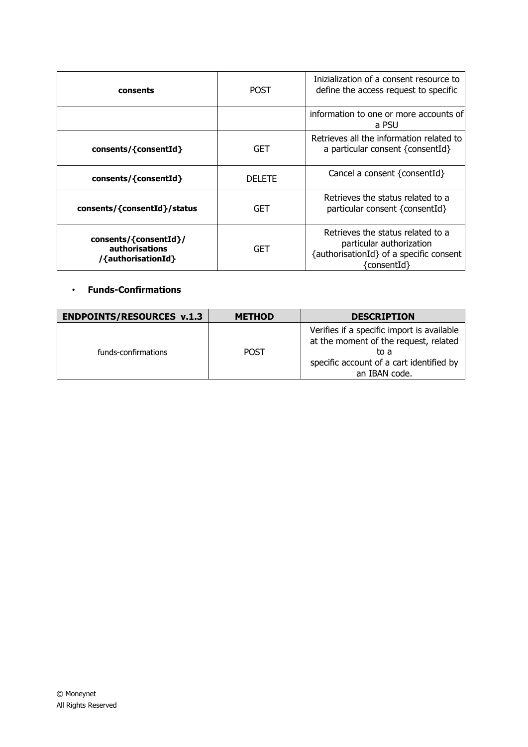| | | |
|---|---|---|
| **consents** | POST | Inizialization of a consent resource to define the access request to specific |
| | | information to one or more accounts of a PSU |
| **consents/{consentId}** | GET | Retrieves all the information related to a particular consent {consentId} |
| **consents/{consentId}** | DELETE | Cancel a consent {consentId} |
| **consents/{consentId}/status** | GET | Retrieves the status related to a particular consent {consentId} |
| **consents/{consentId}/ authorisations /{authorisationId}** | GET | Retrieves the status related to a particular authorization {authorisationId} of a specific consent {consentId} |

- **Funds-Confirmations**

| ENDPOINTS/RESOURCES v.1.3 | METHOD | DESCRIPTION |
|---|---|---|
| funds-confirmations | POST | Verifies if a specific import is available at the moment of the request, related to a specific account of a cart identified by an IBAN code. |

© Moneynet
All Rights Reserved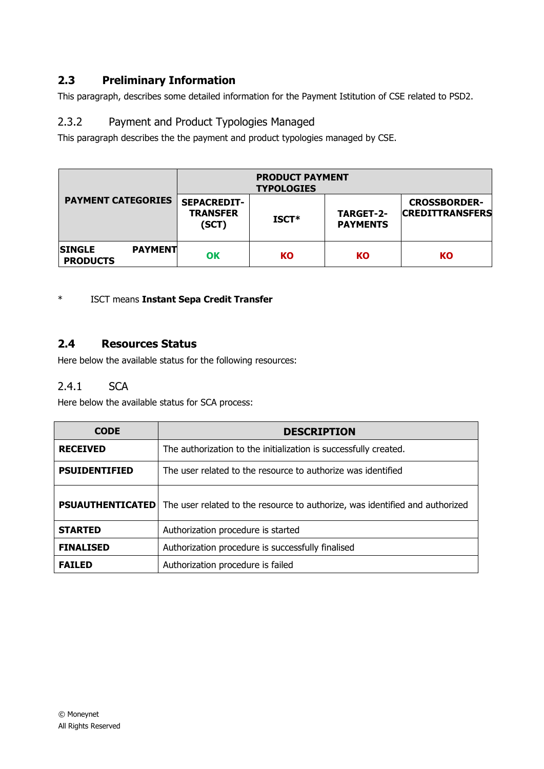## 2.3 Preliminary Information

This paragraph, describes some detailed information for the Payment Istitution of CSE related to PSD2.

### 2.3.2 Payment and Product Typologies Managed

This paragraph describes the the payment and product typologies managed by CSE.

| PAYMENT CATEGORIES | PRODUCT PAYMENT TYPOLOGIES | | | |
|---|---|---|---|---|
| | SEPACREDIT-TRANSFER (SCT) | ISCT* | TARGET-2-PAYMENTS | CROSSBORDER-CREDITTRANSFERS |
| SINGLE PAYMENT PRODUCTS | OK | KO | KO | KO |

\* ISCT means **Instant Sepa Credit Transfer**

## 2.4 Resources Status

Here below the available status for the following resources:

### 2.4.1 SCA

Here below the available status for SCA process:

| CODE | DESCRIPTION |
|---|---|
| **RECEIVED** | The authorization to the initialization is successfully created. |
| **PSUIDENTIFIED** | The user related to the resource to authorize was identified |
| **PSUAUTHENTICATED** | The user related to the resource to authorize, was identified and authorized |
| **STARTED** | Authorization procedure is started |
| **FINALISED** | Authorization procedure is successfully finalised |
| **FAILED** | Authorization procedure is failed |

© Moneynet
All Rights Reserved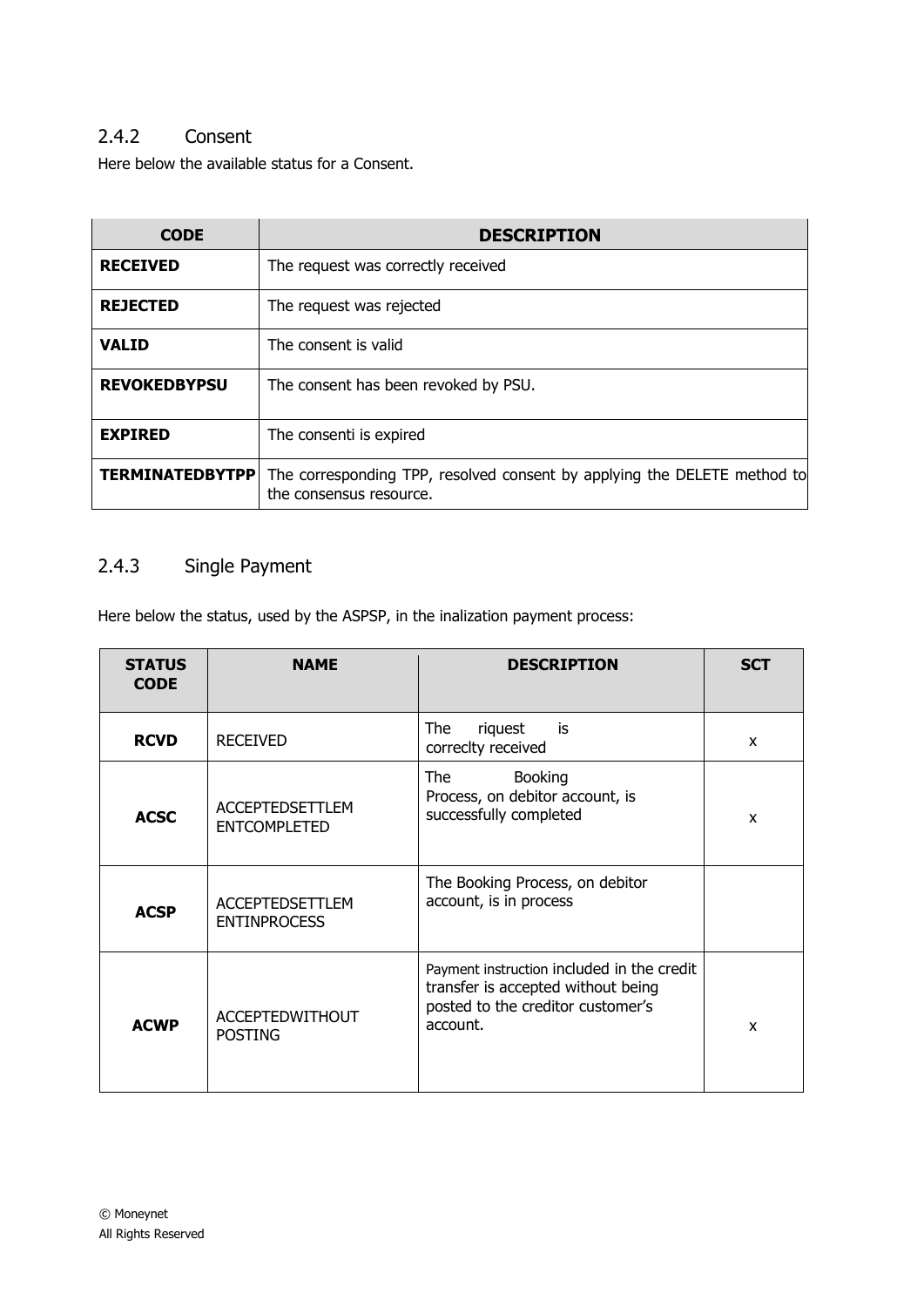### 2.4.2 Consent

Here below the available status for a Consent.

| CODE | DESCRIPTION |
| --- | --- |
| **RECEIVED** | The request was correctly received |
| **REJECTED** | The request was rejected |
| **VALID** | The consent is valid |
| **REVOKEDBYPSU** | The consent has been revoked by PSU. |
| **EXPIRED** | The consenti is expired |
| **TERMINATEDBYTPP** | The corresponding TPP, resolved consent by applying the DELETE method to the consensus resource. |

### 2.4.3 Single Payment

Here below the status, used by the ASPSP, in the inalization payment process:

| STATUS CODE | NAME | DESCRIPTION | SCT |
| --- | --- | --- | --- |
| **RCVD** | RECEIVED | The riquest is correclty received | x |
| **ACSC** | ACCEPTEDSETTLEMENTCOMPLETED | The Booking Process, on debitor account, is successfully completed | x |
| **ACSP** | ACCEPTEDSETTLEMENTINPROCESS | The Booking Process, on debitor account, is in process | |
| **ACWP** | ACCEPTEDWITHOUT POSTING | Payment instruction included in the credit transfer is accepted without being posted to the creditor customer's account. | x |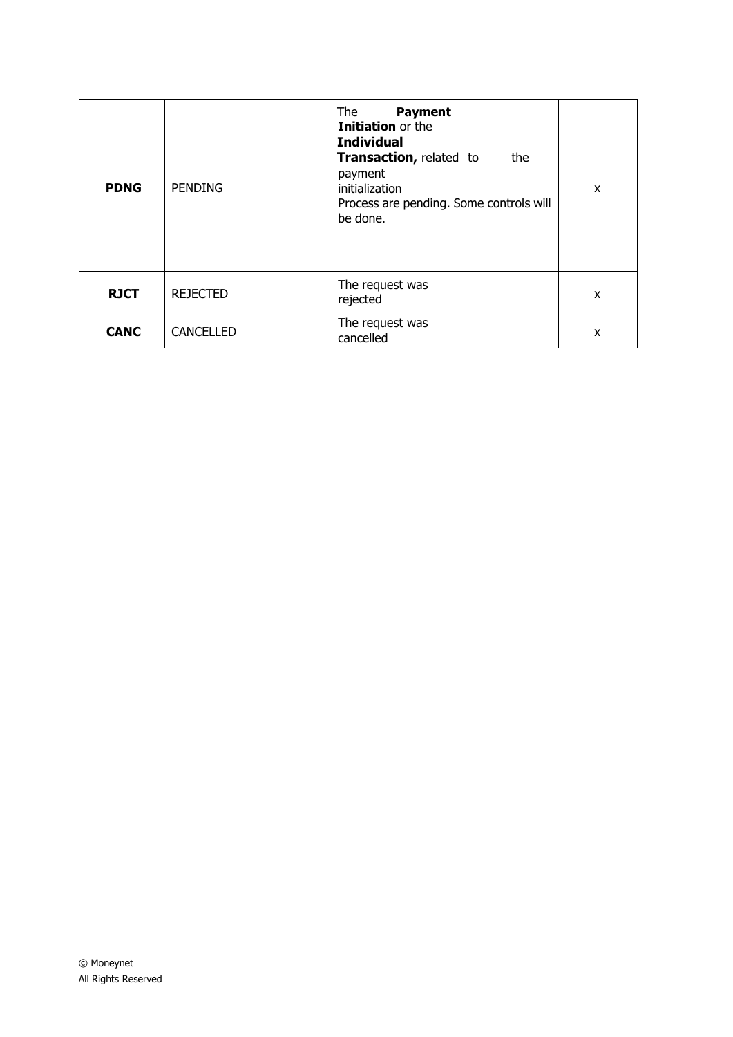| | | | |
|---|---|---|---|
| **PDNG** | PENDING | The **Payment Initiation** or the **Individual Transaction,** related to the payment initialization Process are pending. Some controls will be done. | x |
| **RJCT** | REJECTED | The request was rejected | x |
| **CANC** | CANCELLED | The request was cancelled | x |

© Moneynet
All Rights Reserved